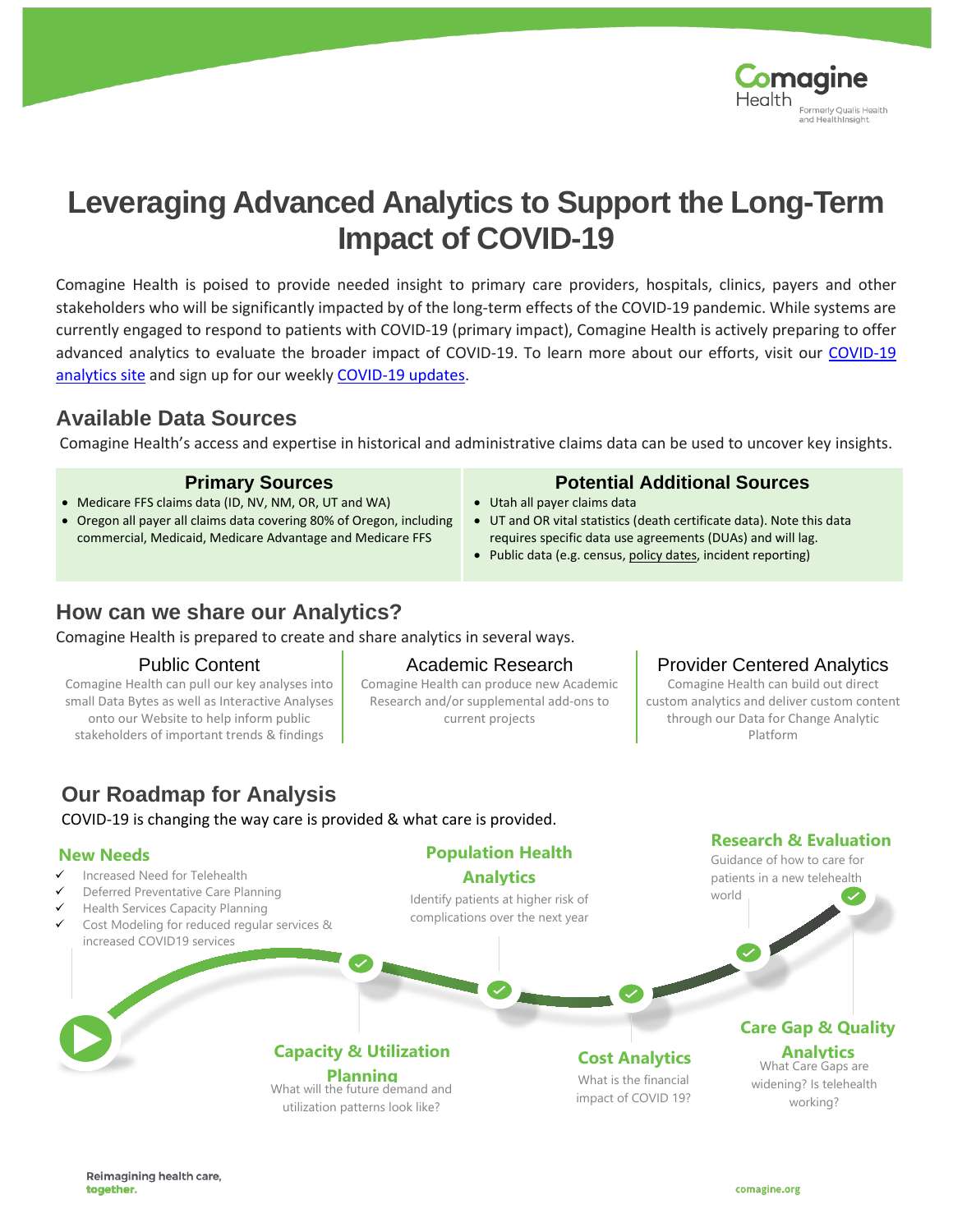# Leveraging Advanced Analytics to Support the Long-Term Impact of COVID-19

Comagine Health is poised to provide needed insight to primary care providers, hospitals, clinics, payers and other stakeholders who will be significantly impacted by of the long-term effects of the COVID-19 pandemic. While systems are currently engaged to respond to patients with COVID-19 (primary impact), Comagine Health is actively preparing to offer advanced analytics to evaluate the broader impact of COVID-19. To learn more about our efforts, visit our COVID-19 analytics site and sign up for our weekly COVID-19 updates.

## Available Data Sources

Comagine Health's access and expertise in historical and administrative claims data can be used to uncover key insights.

### Primary Sources

- Medicare FFS claims data (ID, NV, NM, OR, UT and WA)
- Oregon all payer all claims data covering 80% of Oregon, including commercial, Medicaid, Medicare Advantage and Medicare FFS

### Potential Additional Sources

- Utah all payer claims data
- UT and OR vital statistics (death certificate data). Note this data requires specific data use agreements (DUAs) and will lag.
- Public data (e.g. census, policy dates, incident reporting)

## How can we share our Analytics?

Comagine Health is prepared to create and share analytics in several ways.

### Public Content

Comagine Health can pull our key analyses into small Data Bytes as well as Interactive Analyses onto our Website to help inform public stakeholders of important trends & findings

### Academic Research

Comagine Health can produce new Academic Research and/or supplemental add-ons to current projects

### Provider Centered Analytics

Comagine Health can build out direct custom analytics and deliver custom content through our Data for Change Analytic Platform

## Our Roadmap for Analysis

COVID-19 is changing the way care is provided & what care is provided.

### New Needs

- ✓ Increased Need for Telehealth
- ✓ Deferred Preventative Care Planning
- ✓ Health Services Capacity Planning
- ✓ Cost Modeling for reduced regular services & increased COVID19 services

### Capacity & Utilization Planning

What will the future demand and utilization patterns look like?

### Population Health Analytics

Identify patients at higher risk of complications over the next year

### Cost Analytics

What is the financial impact of COVID 19?

### Research & Evaluation

Guidance of how to care for patients in a new telehealth world

### Care Gap & Quality Analytics

What Care Gaps are widening? Is telehealth working?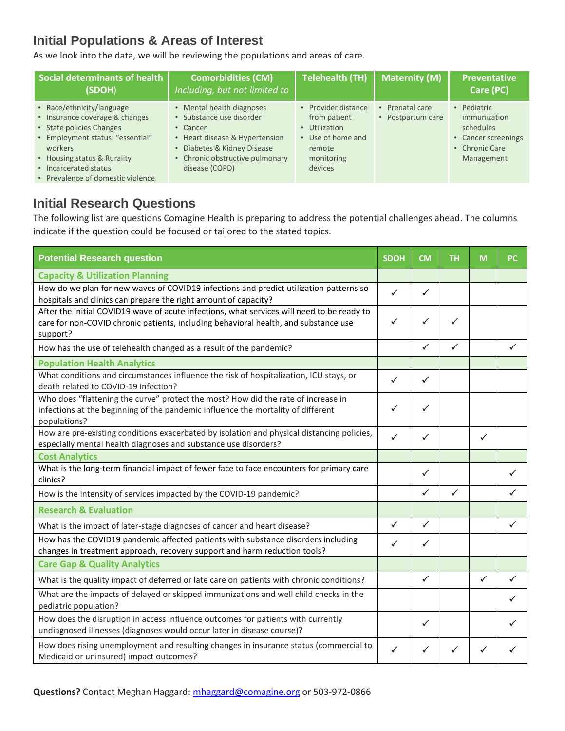## Initial Populations & Areas of Interest

As we look into the data, we will be reviewing the populations and areas of care.

| Social determinants of health (SDOH) | Comorbidities (CM) *Including, but not limited to* | Telehealth (TH) | Maternity (M) | Preventative Care (PC) |
|---|---|---|---|---|
| • Race/ethnicity/language<br>• Insurance coverage & changes<br>• State policies Changes<br>• Employment status: "essential" workers<br>• Housing status & Rurality<br>• Incarcerated status<br>• Prevalence of domestic violence | • Mental health diagnoses<br>• Substance use disorder<br>• Cancer<br>• Heart disease & Hypertension<br>• Diabetes & Kidney Disease<br>• Chronic obstructive pulmonary disease (COPD) | • Provider distance from patient<br>• Utilization<br>• Use of home and remote monitoring devices | • Prenatal care<br>• Postpartum care | • Pediatric immunization schedules<br>• Cancer screenings<br>• Chronic Care Management |

## Initial Research Questions

The following list are questions Comagine Health is preparing to address the potential challenges ahead. The columns indicate if the question could be focused or tailored to the stated topics.

| Potential Research question | SDOH | CM | TH | M | PC |
|---|---|---|---|---|---|
| **Capacity & Utilization Planning** | | | | | |
| How do we plan for new waves of COVID19 infections and predict utilization patterns so hospitals and clinics can prepare the right amount of capacity? | ✓ | ✓ | | | |
| After the initial COVID19 wave of acute infections, what services will need to be ready to care for non-COVID chronic patients, including behavioral health, and substance use support? | ✓ | ✓ | ✓ | | |
| How has the use of telehealth changed as a result of the pandemic? | | ✓ | ✓ | | ✓ |
| **Population Health Analytics** | | | | | |
| What conditions and circumstances influence the risk of hospitalization, ICU stays, or death related to COVID-19 infection? | ✓ | ✓ | | | |
| Who does "flattening the curve" protect the most? How did the rate of increase in infections at the beginning of the pandemic influence the mortality of different populations? | ✓ | ✓ | | | |
| How are pre-existing conditions exacerbated by isolation and physical distancing policies, especially mental health diagnoses and substance use disorders? | ✓ | ✓ | | ✓ | |
| **Cost Analytics** | | | | | |
| What is the long-term financial impact of fewer face to face encounters for primary care clinics? | | ✓ | | | ✓ |
| How is the intensity of services impacted by the COVID-19 pandemic? | | ✓ | ✓ | | ✓ |
| **Research & Evaluation** | | | | | |
| What is the impact of later-stage diagnoses of cancer and heart disease? | ✓ | ✓ | | | ✓ |
| How has the COVID19 pandemic affected patients with substance disorders including changes in treatment approach, recovery support and harm reduction tools? | ✓ | ✓ | | | |
| **Care Gap & Quality Analytics** | | | | | |
| What is the quality impact of deferred or late care on patients with chronic conditions? | | ✓ | | ✓ | ✓ |
| What are the impacts of delayed or skipped immunizations and well child checks in the pediatric population? | | | | | ✓ |
| How does the disruption in access influence outcomes for patients with currently undiagnosed illnesses (diagnoses would occur later in disease course)? | | ✓ | | | ✓ |
| How does rising unemployment and resulting changes in insurance status (commercial to Medicaid or uninsured) impact outcomes? | ✓ | ✓ | ✓ | ✓ | ✓ |

**Questions?** Contact Meghan Haggard: mhaggard@comagine.org or 503-972-0866